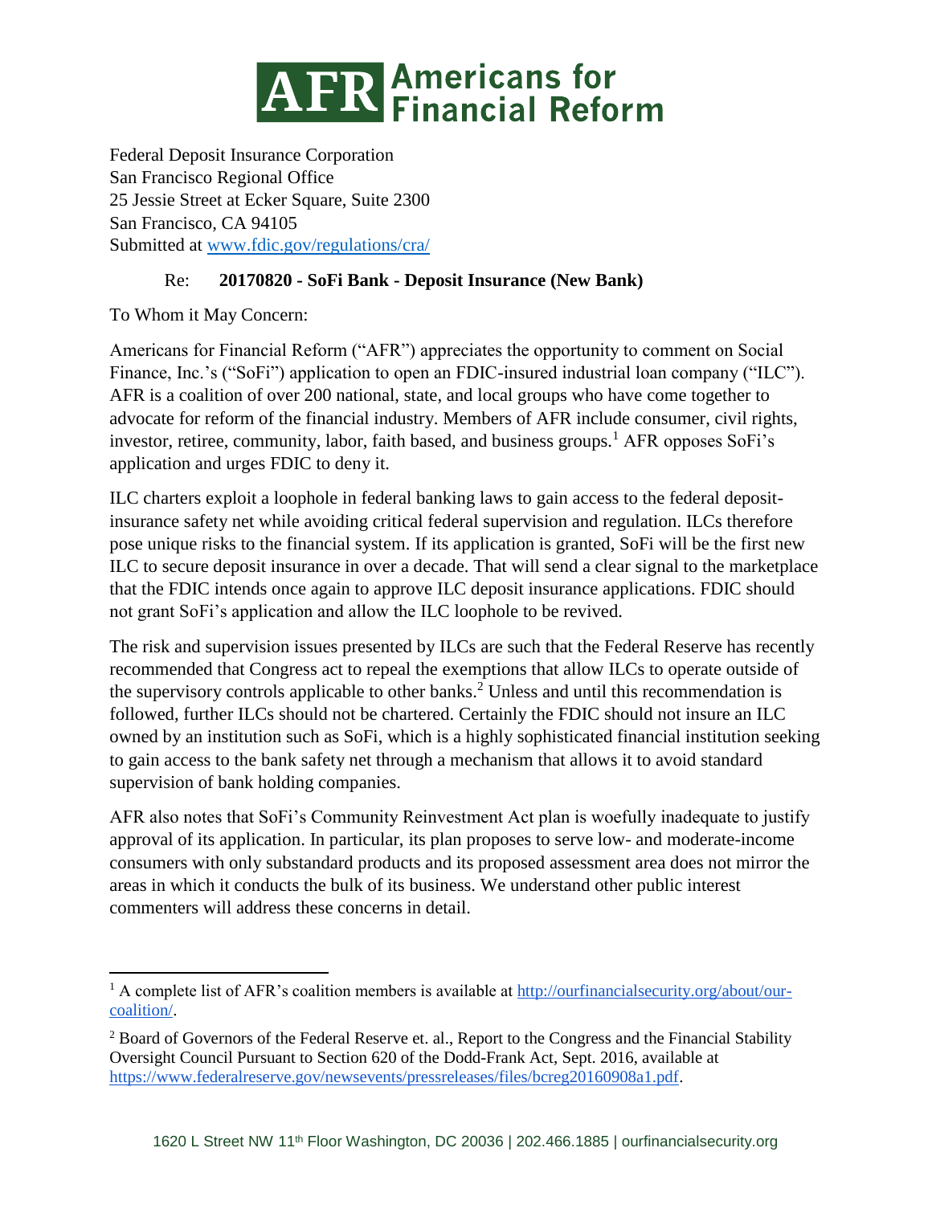# AFR Americans for Financial Reform

Federal Deposit Insurance Corporation
San Francisco Regional Office
25 Jessie Street at Ecker Square, Suite 2300
San Francisco, CA 94105
Submitted at www.fdic.gov/regulations/cra/

Re: **20170820 - SoFi Bank - Deposit Insurance (New Bank)**

To Whom it May Concern:

Americans for Financial Reform ("AFR") appreciates the opportunity to comment on Social Finance, Inc.'s ("SoFi") application to open an FDIC-insured industrial loan company ("ILC"). AFR is a coalition of over 200 national, state, and local groups who have come together to advocate for reform of the financial industry. Members of AFR include consumer, civil rights, investor, retiree, community, labor, faith based, and business groups.[1] AFR opposes SoFi's application and urges FDIC to deny it.

ILC charters exploit a loophole in federal banking laws to gain access to the federal deposit-insurance safety net while avoiding critical federal supervision and regulation. ILCs therefore pose unique risks to the financial system. If its application is granted, SoFi will be the first new ILC to secure deposit insurance in over a decade. That will send a clear signal to the marketplace that the FDIC intends once again to approve ILC deposit insurance applications. FDIC should not grant SoFi's application and allow the ILC loophole to be revived.

The risk and supervision issues presented by ILCs are such that the Federal Reserve has recently recommended that Congress act to repeal the exemptions that allow ILCs to operate outside of the supervisory controls applicable to other banks.[2] Unless and until this recommendation is followed, further ILCs should not be chartered. Certainly the FDIC should not insure an ILC owned by an institution such as SoFi, which is a highly sophisticated financial institution seeking to gain access to the bank safety net through a mechanism that allows it to avoid standard supervision of bank holding companies.

AFR also notes that SoFi's Community Reinvestment Act plan is woefully inadequate to justify approval of its application. In particular, its plan proposes to serve low- and moderate-income consumers with only substandard products and its proposed assessment area does not mirror the areas in which it conducts the bulk of its business. We understand other public interest commenters will address these concerns in detail.

---

[1] A complete list of AFR's coalition members is available at http://ourfinancialsecurity.org/about/our-coalition/.

[2] Board of Governors of the Federal Reserve et. al., Report to the Congress and the Financial Stability Oversight Council Pursuant to Section 620 of the Dodd-Frank Act, Sept. 2016, available at https://www.federalreserve.gov/newsevents/pressreleases/files/bcreg20160908a1.pdf.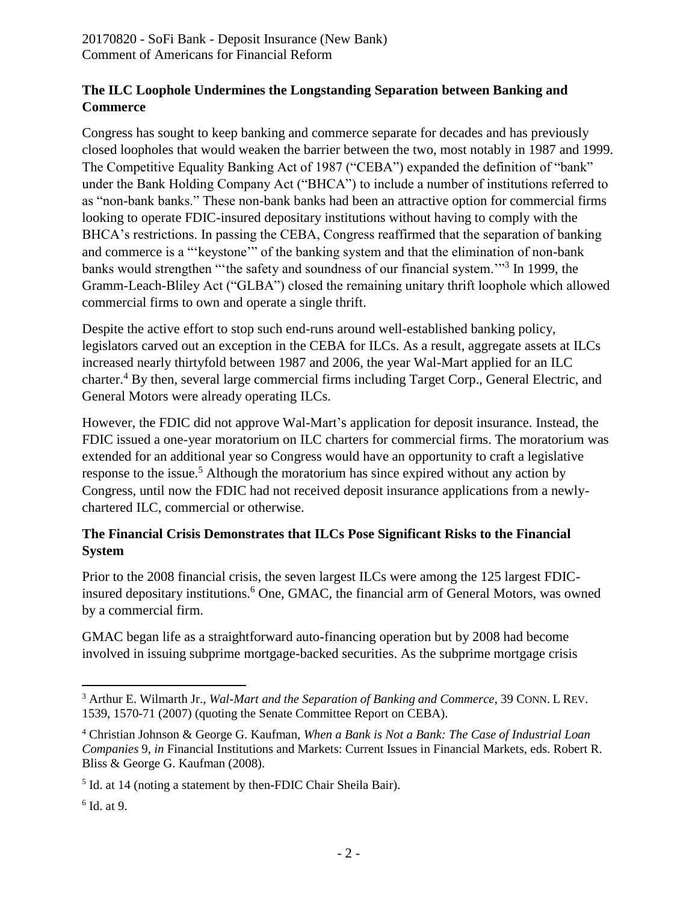## The ILC Loophole Undermines the Longstanding Separation between Banking and Commerce

Congress has sought to keep banking and commerce separate for decades and has previously closed loopholes that would weaken the barrier between the two, most notably in 1987 and 1999. The Competitive Equality Banking Act of 1987 ("CEBA") expanded the definition of "bank" under the Bank Holding Company Act ("BHCA") to include a number of institutions referred to as "non-bank banks." These non-bank banks had been an attractive option for commercial firms looking to operate FDIC-insured depository institutions without having to comply with the BHCA's restrictions. In passing the CEBA, Congress reaffirmed that the separation of banking and commerce is a "'keystone'" of the banking system and that the elimination of non-bank banks would strengthen "'the safety and soundness of our financial system.'"[3] In 1999, the Gramm-Leach-Bliley Act ("GLBA") closed the remaining unitary thrift loophole which allowed commercial firms to own and operate a single thrift.

Despite the active effort to stop such end-runs around well-established banking policy, legislators carved out an exception in the CEBA for ILCs. As a result, aggregate assets at ILCs increased nearly thirtyfold between 1987 and 2006, the year Wal-Mart applied for an ILC charter.[4] By then, several large commercial firms including Target Corp., General Electric, and General Motors were already operating ILCs.

However, the FDIC did not approve Wal-Mart's application for deposit insurance. Instead, the FDIC issued a one-year moratorium on ILC charters for commercial firms. The moratorium was extended for an additional year so Congress would have an opportunity to craft a legislative response to the issue.[5] Although the moratorium has since expired without any action by Congress, until now the FDIC had not received deposit insurance applications from a newly-chartered ILC, commercial or otherwise.

## The Financial Crisis Demonstrates that ILCs Pose Significant Risks to the Financial System

Prior to the 2008 financial crisis, the seven largest ILCs were among the 125 largest FDIC-insured depository institutions.[6] One, GMAC, the financial arm of General Motors, was owned by a commercial firm.

GMAC began life as a straightforward auto-financing operation but by 2008 had become involved in issuing subprime mortgage-backed securities. As the subprime mortgage crisis

---

[3] Arthur E. Wilmarth Jr., *Wal-Mart and the Separation of Banking and Commerce*, 39 CONN. L REV. 1539, 1570-71 (2007) (quoting the Senate Committee Report on CEBA).

[4] Christian Johnson & George G. Kaufman, *When a Bank is Not a Bank: The Case of Industrial Loan Companies* 9, *in* Financial Institutions and Markets: Current Issues in Financial Markets, eds. Robert R. Bliss & George G. Kaufman (2008).

[5] Id. at 14 (noting a statement by then-FDIC Chair Sheila Bair).

[6] Id. at 9.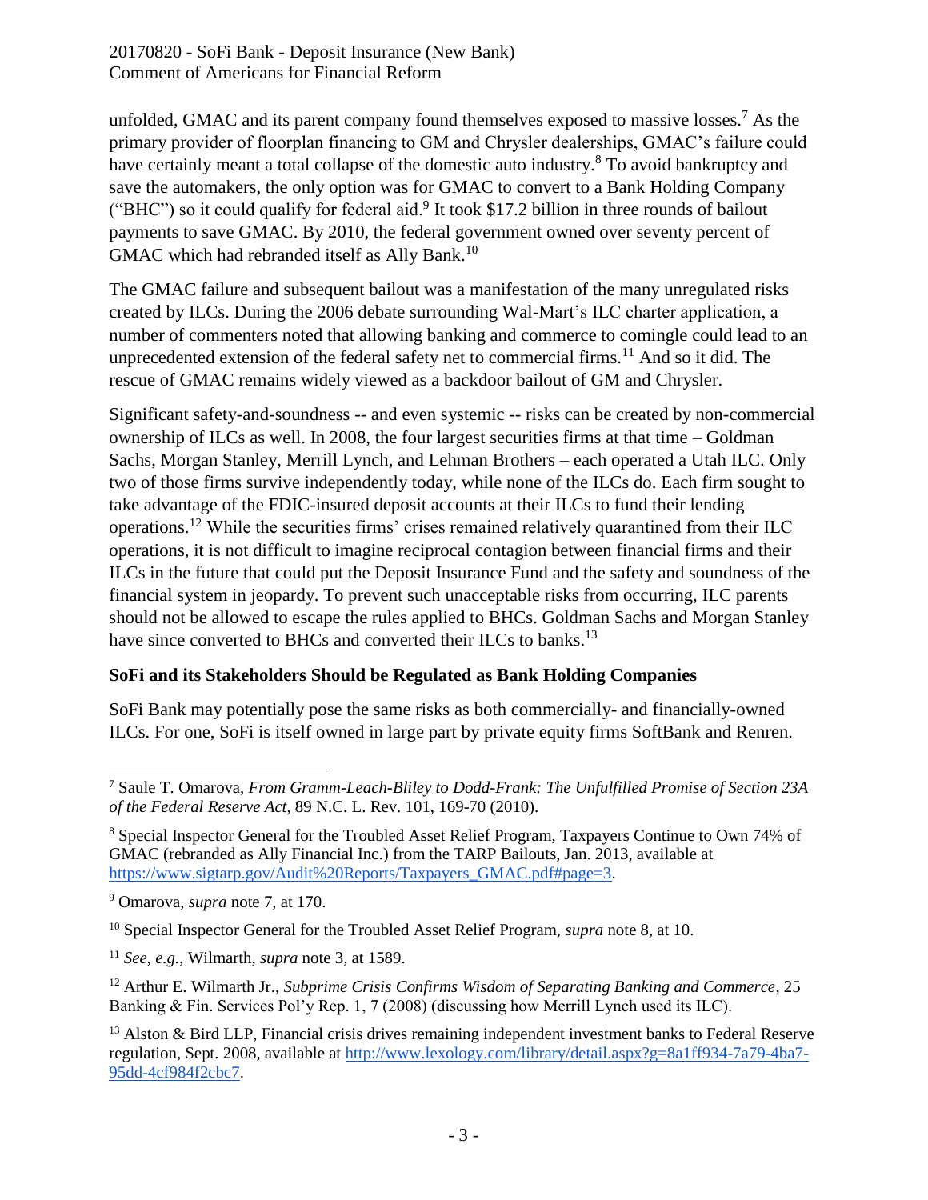unfolded, GMAC and its parent company found themselves exposed to massive losses.[7] As the primary provider of floorplan financing to GM and Chrysler dealerships, GMAC's failure could have certainly meant a total collapse of the domestic auto industry.[8] To avoid bankruptcy and save the automakers, the only option was for GMAC to convert to a Bank Holding Company ("BHC") so it could qualify for federal aid.[9] It took $17.2 billion in three rounds of bailout payments to save GMAC. By 2010, the federal government owned over seventy percent of GMAC which had rebranded itself as Ally Bank.[10]

The GMAC failure and subsequent bailout was a manifestation of the many unregulated risks created by ILCs. During the 2006 debate surrounding Wal-Mart's ILC charter application, a number of commenters noted that allowing banking and commerce to comingle could lead to an unprecedented extension of the federal safety net to commercial firms.[11] And so it did. The rescue of GMAC remains widely viewed as a backdoor bailout of GM and Chrysler.

Significant safety-and-soundness -- and even systemic -- risks can be created by non-commercial ownership of ILCs as well. In 2008, the four largest securities firms at that time – Goldman Sachs, Morgan Stanley, Merrill Lynch, and Lehman Brothers – each operated a Utah ILC. Only two of those firms survive independently today, while none of the ILCs do. Each firm sought to take advantage of the FDIC-insured deposit accounts at their ILCs to fund their lending operations.[12] While the securities firms' crises remained relatively quarantined from their ILC operations, it is not difficult to imagine reciprocal contagion between financial firms and their ILCs in the future that could put the Deposit Insurance Fund and the safety and soundness of the financial system in jeopardy. To prevent such unacceptable risks from occurring, ILC parents should not be allowed to escape the rules applied to BHCs. Goldman Sachs and Morgan Stanley have since converted to BHCs and converted their ILCs to banks.[13]

**SoFi and its Stakeholders Should be Regulated as Bank Holding Companies**

SoFi Bank may potentially pose the same risks as both commercially- and financially-owned ILCs. For one, SoFi is itself owned in large part by private equity firms SoftBank and Renren.

---

[7] Saule T. Omarova, *From Gramm-Leach-Bliley to Dodd-Frank: The Unfulfilled Promise of Section 23A of the Federal Reserve Act*, 89 N.C. L. Rev. 101, 169-70 (2010).

[8] Special Inspector General for the Troubled Asset Relief Program, Taxpayers Continue to Own 74% of GMAC (rebranded as Ally Financial Inc.) from the TARP Bailouts, Jan. 2013, available at https://www.sigtarp.gov/Audit%20Reports/Taxpayers_GMAC.pdf#page=3.

[9] Omarova, *supra* note 7, at 170.

[10] Special Inspector General for the Troubled Asset Relief Program, *supra* note 8, at 10.

[11] *See, e.g.*, Wilmarth, *supra* note 3, at 1589.

[12] Arthur E. Wilmarth Jr., *Subprime Crisis Confirms Wisdom of Separating Banking and Commerce*, 25 Banking & Fin. Services Pol'y Rep. 1, 7 (2008) (discussing how Merrill Lynch used its ILC).

[13] Alston & Bird LLP, Financial crisis drives remaining independent investment banks to Federal Reserve regulation, Sept. 2008, available at http://www.lexology.com/library/detail.aspx?g=8a1ff934-7a79-4ba7-95dd-4cf984f2cbc7.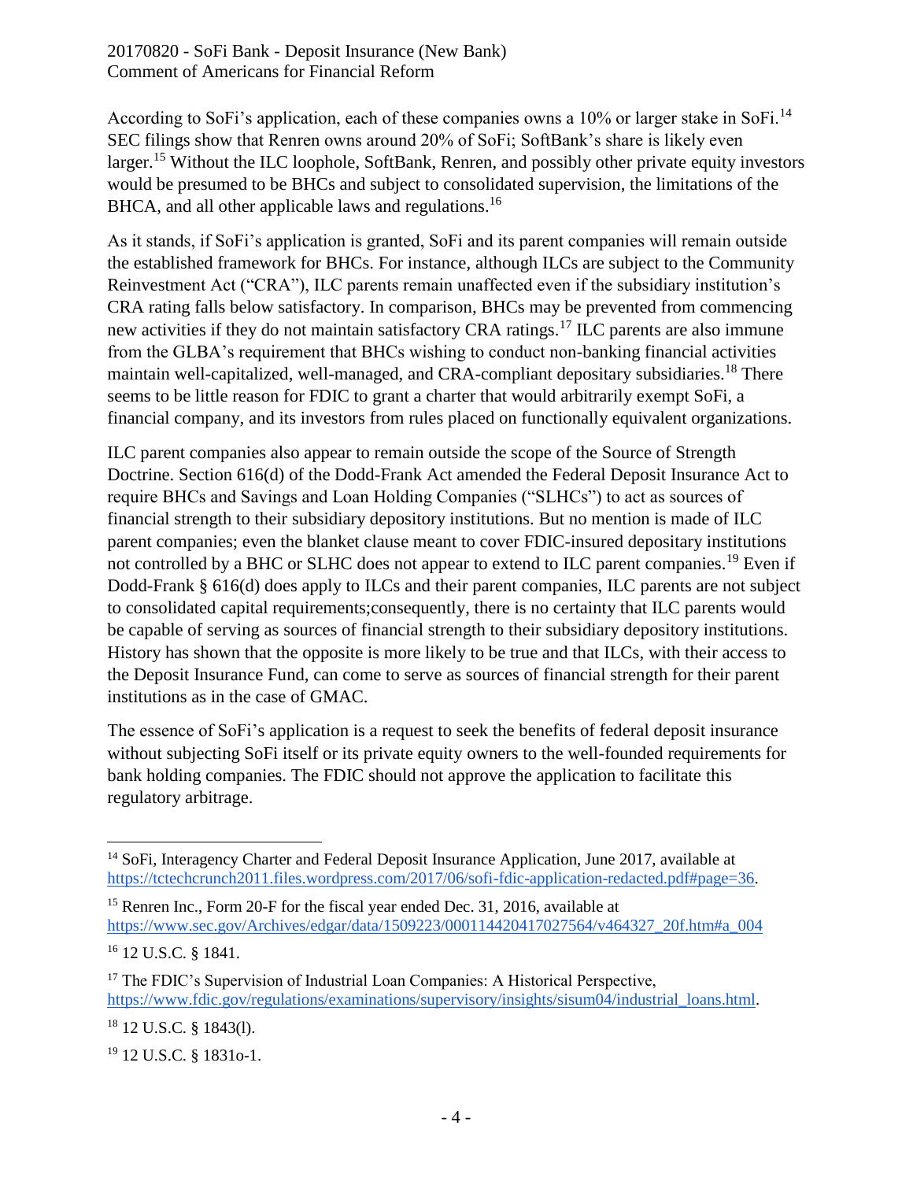According to SoFi's application, each of these companies owns a 10% or larger stake in SoFi.[14] SEC filings show that Renren owns around 20% of SoFi; SoftBank's share is likely even larger.[15] Without the ILC loophole, SoftBank, Renren, and possibly other private equity investors would be presumed to be BHCs and subject to consolidated supervision, the limitations of the BHCA, and all other applicable laws and regulations.[16]

As it stands, if SoFi's application is granted, SoFi and its parent companies will remain outside the established framework for BHCs. For instance, although ILCs are subject to the Community Reinvestment Act ("CRA"), ILC parents remain unaffected even if the subsidiary institution's CRA rating falls below satisfactory. In comparison, BHCs may be prevented from commencing new activities if they do not maintain satisfactory CRA ratings.[17] ILC parents are also immune from the GLBA's requirement that BHCs wishing to conduct non-banking financial activities maintain well-capitalized, well-managed, and CRA-compliant depositary subsidiaries.[18] There seems to be little reason for FDIC to grant a charter that would arbitrarily exempt SoFi, a financial company, and its investors from rules placed on functionally equivalent organizations.

ILC parent companies also appear to remain outside the scope of the Source of Strength Doctrine. Section 616(d) of the Dodd-Frank Act amended the Federal Deposit Insurance Act to require BHCs and Savings and Loan Holding Companies ("SLHCs") to act as sources of financial strength to their subsidiary depository institutions. But no mention is made of ILC parent companies; even the blanket clause meant to cover FDIC-insured depositary institutions not controlled by a BHC or SLHC does not appear to extend to ILC parent companies.[19] Even if Dodd-Frank § 616(d) does apply to ILCs and their parent companies, ILC parents are not subject to consolidated capital requirements;consequently, there is no certainty that ILC parents would be capable of serving as sources of financial strength to their subsidiary depository institutions. History has shown that the opposite is more likely to be true and that ILCs, with their access to the Deposit Insurance Fund, can come to serve as sources of financial strength for their parent institutions as in the case of GMAC.

The essence of SoFi's application is a request to seek the benefits of federal deposit insurance without subjecting SoFi itself or its private equity owners to the well-founded requirements for bank holding companies. The FDIC should not approve the application to facilitate this regulatory arbitrage.

---

[14] SoFi, Interagency Charter and Federal Deposit Insurance Application, June 2017, available at https://tctechcrunch2011.files.wordpress.com/2017/06/sofi-fdic-application-redacted.pdf#page=36.

[15] Renren Inc., Form 20-F for the fiscal year ended Dec. 31, 2016, available at https://www.sec.gov/Archives/edgar/data/1509223/000114420417027564/v464327_20f.htm#a_004

[16] 12 U.S.C. § 1841.

[17] The FDIC's Supervision of Industrial Loan Companies: A Historical Perspective, https://www.fdic.gov/regulations/examinations/supervisory/insights/sisum04/industrial_loans.html.

[18] 12 U.S.C. § 1843(l).

[19] 12 U.S.C. § 1831o-1.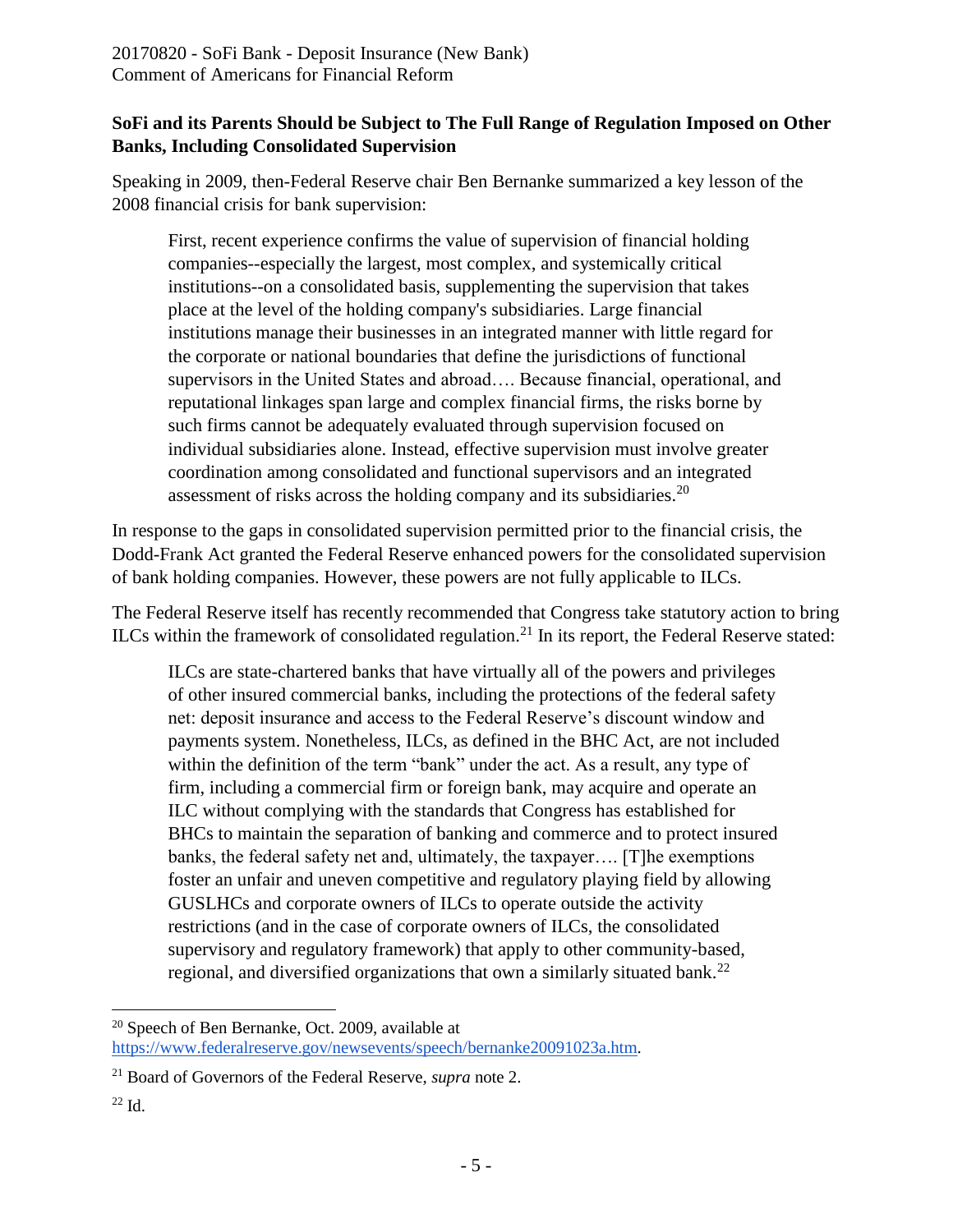**SoFi and its Parents Should be Subject to The Full Range of Regulation Imposed on Other Banks, Including Consolidated Supervision**

Speaking in 2009, then-Federal Reserve chair Ben Bernanke summarized a key lesson of the 2008 financial crisis for bank supervision:

> First, recent experience confirms the value of supervision of financial holding companies--especially the largest, most complex, and systemically critical institutions--on a consolidated basis, supplementing the supervision that takes place at the level of the holding company's subsidiaries. Large financial institutions manage their businesses in an integrated manner with little regard for the corporate or national boundaries that define the jurisdictions of functional supervisors in the United States and abroad…. Because financial, operational, and reputational linkages span large and complex financial firms, the risks borne by such firms cannot be adequately evaluated through supervision focused on individual subsidiaries alone. Instead, effective supervision must involve greater coordination among consolidated and functional supervisors and an integrated assessment of risks across the holding company and its subsidiaries.[20]

In response to the gaps in consolidated supervision permitted prior to the financial crisis, the Dodd-Frank Act granted the Federal Reserve enhanced powers for the consolidated supervision of bank holding companies. However, these powers are not fully applicable to ILCs.

The Federal Reserve itself has recently recommended that Congress take statutory action to bring ILCs within the framework of consolidated regulation.[21] In its report, the Federal Reserve stated:

> ILCs are state-chartered banks that have virtually all of the powers and privileges of other insured commercial banks, including the protections of the federal safety net: deposit insurance and access to the Federal Reserve's discount window and payments system. Nonetheless, ILCs, as defined in the BHC Act, are not included within the definition of the term "bank" under the act. As a result, any type of firm, including a commercial firm or foreign bank, may acquire and operate an ILC without complying with the standards that Congress has established for BHCs to maintain the separation of banking and commerce and to protect insured banks, the federal safety net and, ultimately, the taxpayer…. [T]he exemptions foster an unfair and uneven competitive and regulatory playing field by allowing GUSLHCs and corporate owners of ILCs to operate outside the activity restrictions (and in the case of corporate owners of ILCs, the consolidated supervisory and regulatory framework) that apply to other community-based, regional, and diversified organizations that own a similarly situated bank.[22]

---

[20] Speech of Ben Bernanke, Oct. 2009, available at https://www.federalreserve.gov/newsevents/speech/bernanke20091023a.htm.

[21] Board of Governors of the Federal Reserve, *supra* note 2.

[22] Id.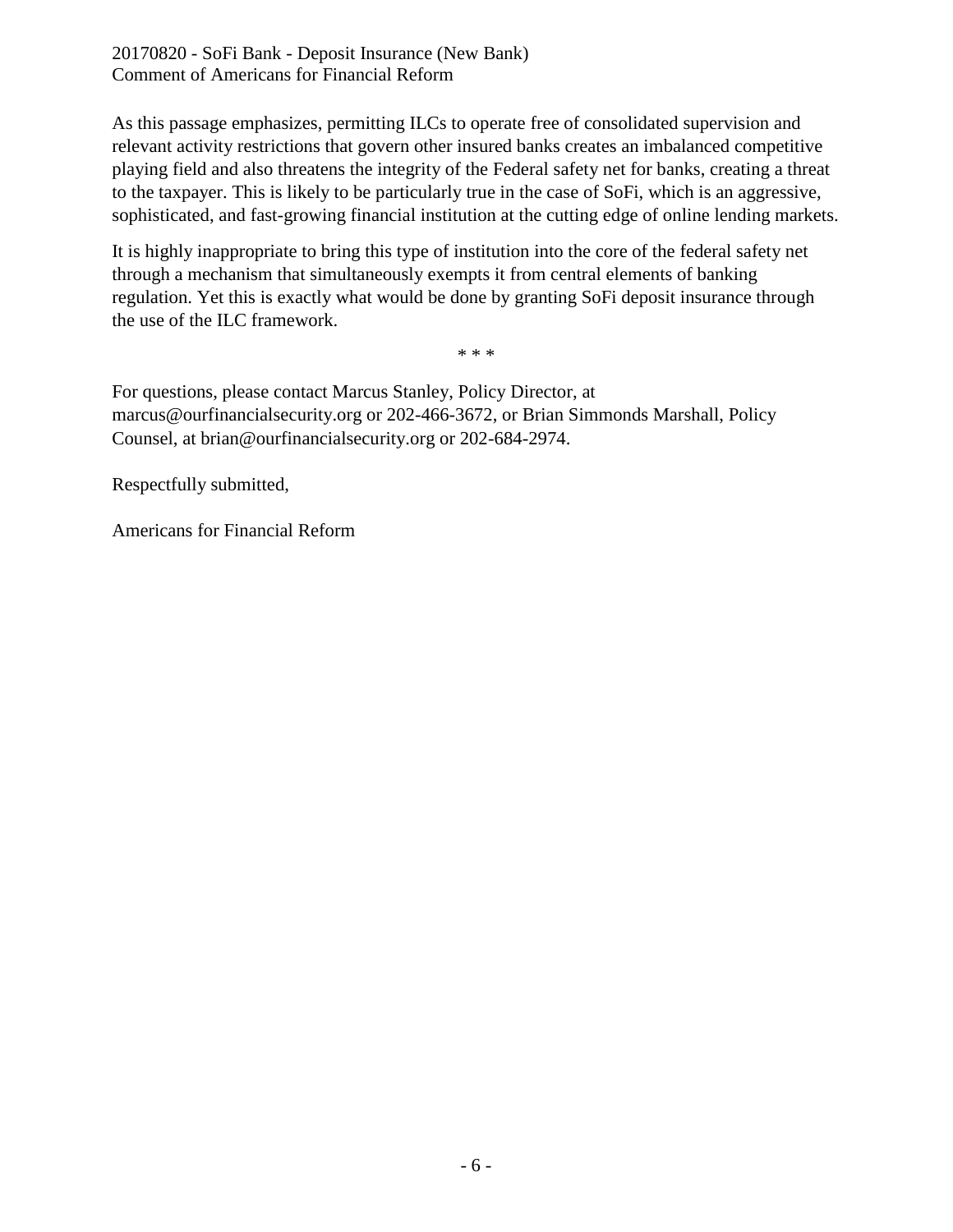As this passage emphasizes, permitting ILCs to operate free of consolidated supervision and relevant activity restrictions that govern other insured banks creates an imbalanced competitive playing field and also threatens the integrity of the Federal safety net for banks, creating a threat to the taxpayer. This is likely to be particularly true in the case of SoFi, which is an aggressive, sophisticated, and fast-growing financial institution at the cutting edge of online lending markets.

It is highly inappropriate to bring this type of institution into the core of the federal safety net through a mechanism that simultaneously exempts it from central elements of banking regulation. Yet this is exactly what would be done by granting SoFi deposit insurance through the use of the ILC framework.

\* \* \*

For questions, please contact Marcus Stanley, Policy Director, at marcus@ourfinancialsecurity.org or 202-466-3672, or Brian Simmonds Marshall, Policy Counsel, at brian@ourfinancialsecurity.org or 202-684-2974.

Respectfully submitted,

Americans for Financial Reform